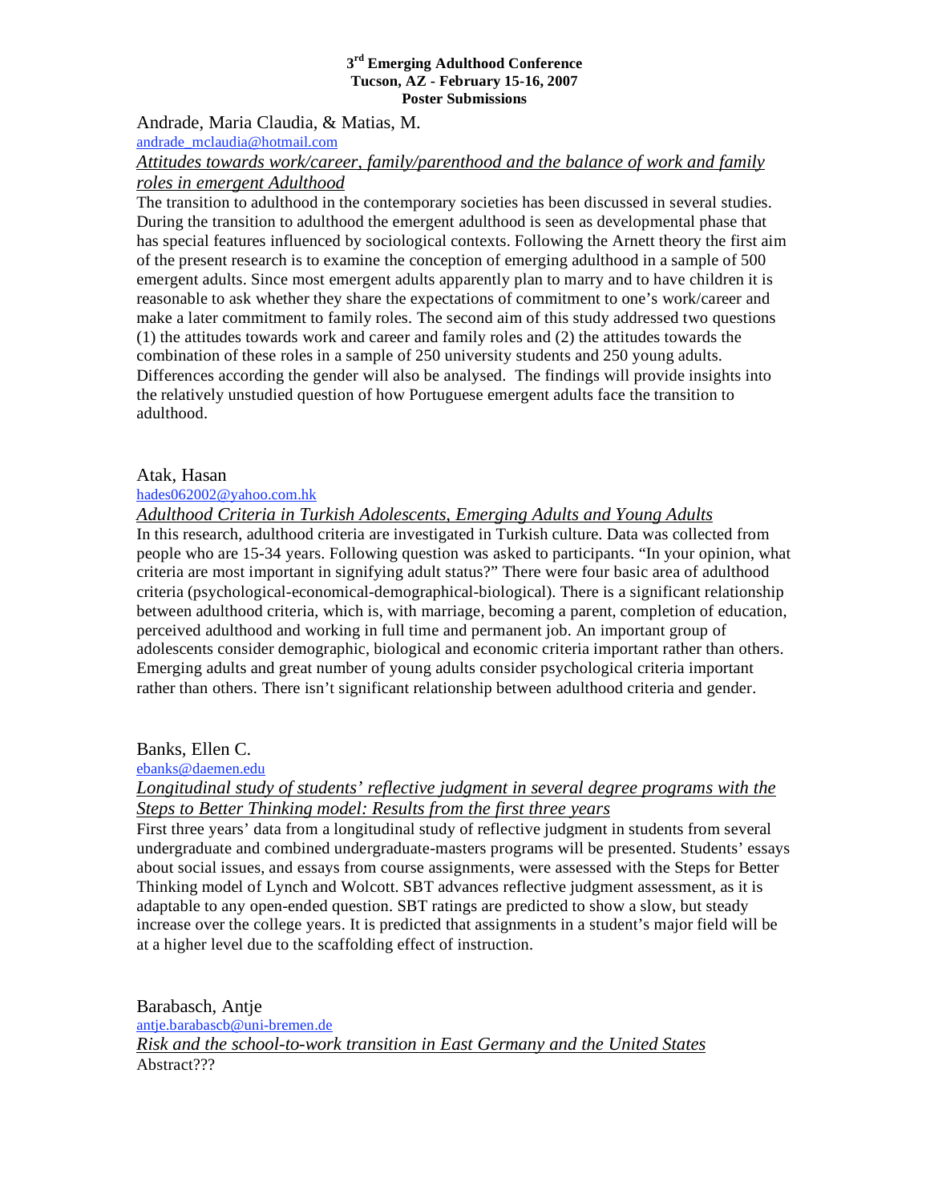**3rd Emerging Adulthood Conference**
**Tucson, AZ - February 15-16, 2007**
**Poster Submissions**

Andrade, Maria Claudia, & Matias, M.
andrade_mclaudia@hotmail.com

*Attitudes towards work/career, family/parenthood and the balance of work and family roles in emergent Adulthood*

The transition to adulthood in the contemporary societies has been discussed in several studies. During the transition to adulthood the emergent adulthood is seen as developmental phase that has special features influenced by sociological contexts. Following the Arnett theory the first aim of the present research is to examine the conception of emerging adulthood in a sample of 500 emergent adults. Since most emergent adults apparently plan to marry and to have children it is reasonable to ask whether they share the expectations of commitment to one's work/career and make a later commitment to family roles. The second aim of this study addressed two questions (1) the attitudes towards work and career and family roles and (2) the attitudes towards the combination of these roles in a sample of 250 university students and 250 young adults. Differences according the gender will also be analysed. The findings will provide insights into the relatively unstudied question of how Portuguese emergent adults face the transition to adulthood.

Atak, Hasan
hades062002@yahoo.com.hk

*Adulthood Criteria in Turkish Adolescents, Emerging Adults and Young Adults*

In this research, adulthood criteria are investigated in Turkish culture. Data was collected from people who are 15-34 years. Following question was asked to participants. "In your opinion, what criteria are most important in signifying adult status?" There were four basic area of adulthood criteria (psychological-economical-demographical-biological). There is a significant relationship between adulthood criteria, which is, with marriage, becoming a parent, completion of education, perceived adulthood and working in full time and permanent job. An important group of adolescents consider demographic, biological and economic criteria important rather than others. Emerging adults and great number of young adults consider psychological criteria important rather than others. There isn't significant relationship between adulthood criteria and gender.

Banks, Ellen C.
ebanks@daemen.edu

*Longitudinal study of students' reflective judgment in several degree programs with the Steps to Better Thinking model: Results from the first three years*

First three years' data from a longitudinal study of reflective judgment in students from several undergraduate and combined undergraduate-masters programs will be presented. Students' essays about social issues, and essays from course assignments, were assessed with the Steps for Better Thinking model of Lynch and Wolcott. SBT advances reflective judgment assessment, as it is adaptable to any open-ended question. SBT ratings are predicted to show a slow, but steady increase over the college years. It is predicted that assignments in a student's major field will be at a higher level due to the scaffolding effect of instruction.

Barabasch, Antje
antje.barabascb@uni-bremen.de

*Risk and the school-to-work transition in East Germany and the United States*

Abstract???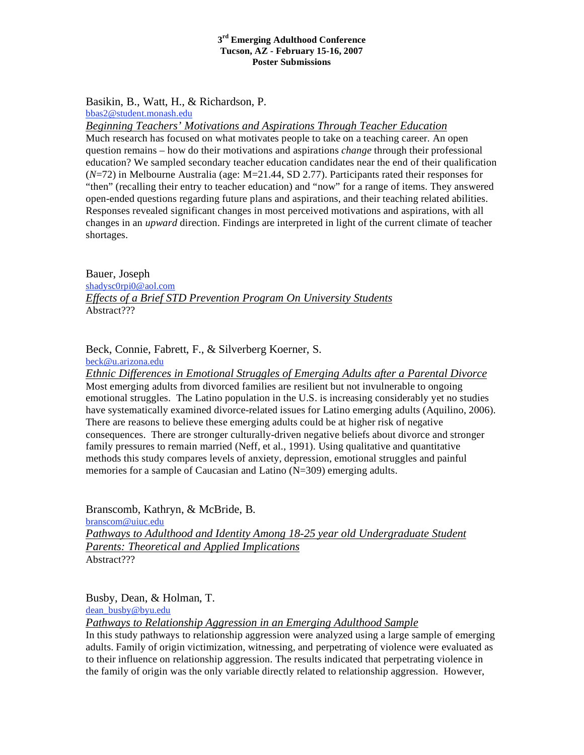**3rd Emerging Adulthood Conference**
**Tucson, AZ - February 15-16, 2007**
**Poster Submissions**

Basikin, B., Watt, H., & Richardson, P.
bbas2@student.monash.edu
*Beginning Teachers' Motivations and Aspirations Through Teacher Education*
Much research has focused on what motivates people to take on a teaching career. An open question remains – how do their motivations and aspirations *change* through their professional education? We sampled secondary teacher education candidates near the end of their qualification (*N*=72) in Melbourne Australia (age: M=21.44, SD 2.77). Participants rated their responses for "then" (recalling their entry to teacher education) and "now" for a range of items. They answered open-ended questions regarding future plans and aspirations, and their teaching related abilities. Responses revealed significant changes in most perceived motivations and aspirations, with all changes in an *upward* direction. Findings are interpreted in light of the current climate of teacher shortages.

Bauer, Joseph
shadysc0rpi0@aol.com
*Effects of a Brief STD Prevention Program On University Students*
Abstract???

Beck, Connie, Fabrett, F., & Silverberg Koerner, S.
beck@u.arizona.edu
*Ethnic Differences in Emotional Struggles of Emerging Adults after a Parental Divorce*
Most emerging adults from divorced families are resilient but not invulnerable to ongoing emotional struggles. The Latino population in the U.S. is increasing considerably yet no studies have systematically examined divorce-related issues for Latino emerging adults (Aquilino, 2006). There are reasons to believe these emerging adults could be at higher risk of negative consequences. There are stronger culturally-driven negative beliefs about divorce and stronger family pressures to remain married (Neff, et al., 1991). Using qualitative and quantitative methods this study compares levels of anxiety, depression, emotional struggles and painful memories for a sample of Caucasian and Latino (N=309) emerging adults.

Branscomb, Kathryn, & McBride, B.
branscom@uiuc.edu
*Pathways to Adulthood and Identity Among 18-25 year old Undergraduate Student Parents: Theoretical and Applied Implications*
Abstract???

Busby, Dean, & Holman, T.
dean_busby@byu.edu
*Pathways to Relationship Aggression in an Emerging Adulthood Sample*
In this study pathways to relationship aggression were analyzed using a large sample of emerging adults. Family of origin victimization, witnessing, and perpetrating of violence were evaluated as to their influence on relationship aggression. The results indicated that perpetrating violence in the family of origin was the only variable directly related to relationship aggression. However,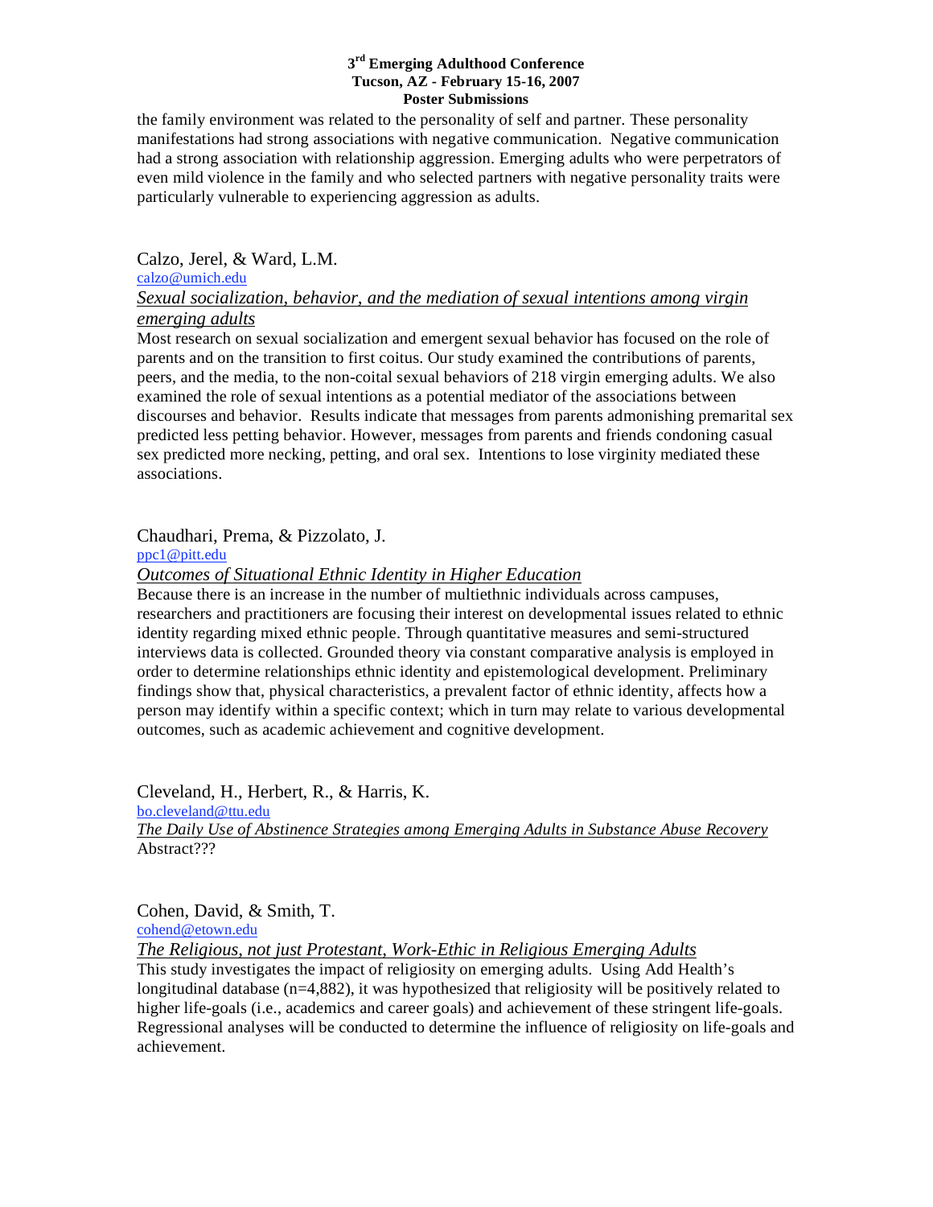the family environment was related to the personality of self and partner. These personality manifestations had strong associations with negative communication. Negative communication had a strong association with relationship aggression. Emerging adults who were perpetrators of even mild violence in the family and who selected partners with negative personality traits were particularly vulnerable to experiencing aggression as adults.

Calzo, Jerel, & Ward, L.M.
calzo@umich.edu
*Sexual socialization, behavior, and the mediation of sexual intentions among virgin emerging adults*
Most research on sexual socialization and emergent sexual behavior has focused on the role of parents and on the transition to first coitus. Our study examined the contributions of parents, peers, and the media, to the non-coital sexual behaviors of 218 virgin emerging adults. We also examined the role of sexual intentions as a potential mediator of the associations between discourses and behavior. Results indicate that messages from parents admonishing premarital sex predicted less petting behavior. However, messages from parents and friends condoning casual sex predicted more necking, petting, and oral sex. Intentions to lose virginity mediated these associations.

Chaudhari, Prema, & Pizzolato, J.
ppc1@pitt.edu
*Outcomes of Situational Ethnic Identity in Higher Education*
Because there is an increase in the number of multiethnic individuals across campuses, researchers and practitioners are focusing their interest on developmental issues related to ethnic identity regarding mixed ethnic people. Through quantitative measures and semi-structured interviews data is collected. Grounded theory via constant comparative analysis is employed in order to determine relationships ethnic identity and epistemological development. Preliminary findings show that, physical characteristics, a prevalent factor of ethnic identity, affects how a person may identify within a specific context; which in turn may relate to various developmental outcomes, such as academic achievement and cognitive development.

Cleveland, H., Herbert, R., & Harris, K.
bo.cleveland@ttu.edu
*The Daily Use of Abstinence Strategies among Emerging Adults in Substance Abuse Recovery*
Abstract???

Cohen, David, & Smith, T.
cohend@etown.edu
*The Religious, not just Protestant, Work-Ethic in Religious Emerging Adults*
This study investigates the impact of religiosity on emerging adults. Using Add Health's longitudinal database (n=4,882), it was hypothesized that religiosity will be positively related to higher life-goals (i.e., academics and career goals) and achievement of these stringent life-goals. Regressional analyses will be conducted to determine the influence of religiosity on life-goals and achievement.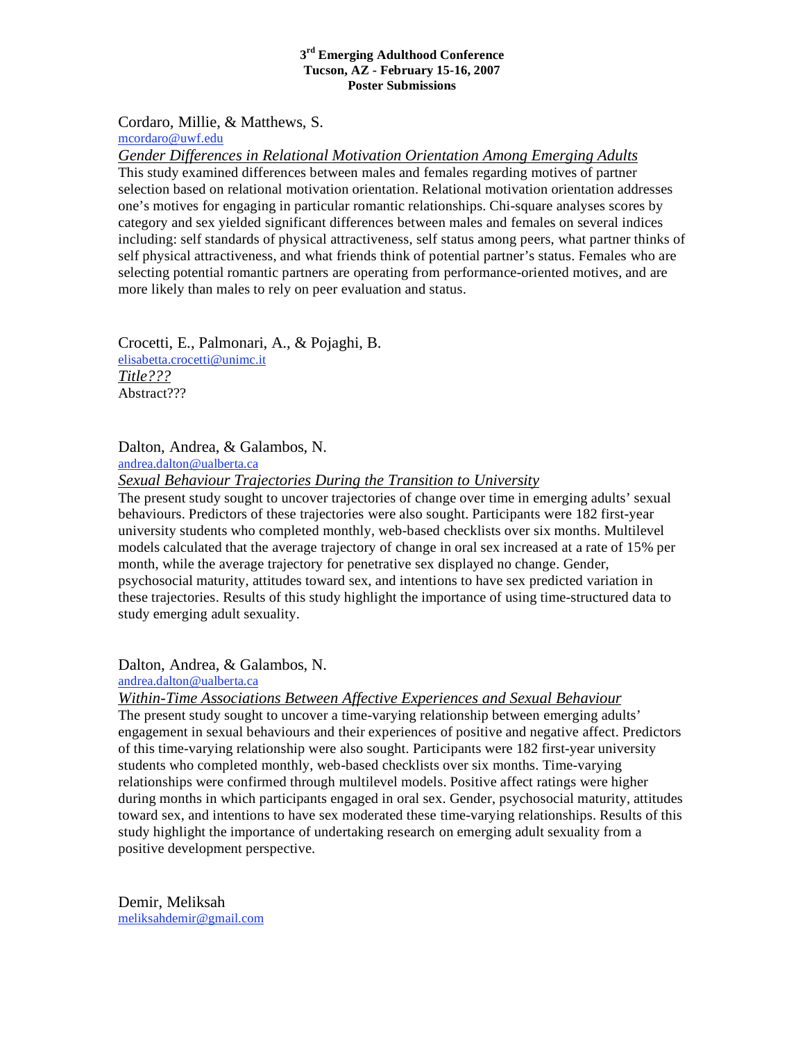Cordaro, Millie, & Matthews, S.

mcordaro@uwf.edu

*Gender Differences in Relational Motivation Orientation Among Emerging Adults*

This study examined differences between males and females regarding motives of partner selection based on relational motivation orientation. Relational motivation orientation addresses one's motives for engaging in particular romantic relationships. Chi-square analyses scores by category and sex yielded significant differences between males and females on several indices including: self standards of physical attractiveness, self status among peers, what partner thinks of self physical attractiveness, and what friends think of potential partner's status. Females who are selecting potential romantic partners are operating from performance-oriented motives, and are more likely than males to rely on peer evaluation and status.

Crocetti, E., Palmonari, A., & Pojaghi, B.

elisabetta.crocetti@unimc.it

*Title???*

Abstract???

Dalton, Andrea, & Galambos, N.

andrea.dalton@ualberta.ca

*Sexual Behaviour Trajectories During the Transition to University*

The present study sought to uncover trajectories of change over time in emerging adults' sexual behaviours. Predictors of these trajectories were also sought. Participants were 182 first-year university students who completed monthly, web-based checklists over six months. Multilevel models calculated that the average trajectory of change in oral sex increased at a rate of 15% per month, while the average trajectory for penetrative sex displayed no change. Gender, psychosocial maturity, attitudes toward sex, and intentions to have sex predicted variation in these trajectories. Results of this study highlight the importance of using time-structured data to study emerging adult sexuality.

Dalton, Andrea, & Galambos, N.

andrea.dalton@ualberta.ca

*Within-Time Associations Between Affective Experiences and Sexual Behaviour*

The present study sought to uncover a time-varying relationship between emerging adults' engagement in sexual behaviours and their experiences of positive and negative affect. Predictors of this time-varying relationship were also sought. Participants were 182 first-year university students who completed monthly, web-based checklists over six months. Time-varying relationships were confirmed through multilevel models. Positive affect ratings were higher during months in which participants engaged in oral sex. Gender, psychosocial maturity, attitudes toward sex, and intentions to have sex moderated these time-varying relationships. Results of this study highlight the importance of undertaking research on emerging adult sexuality from a positive development perspective.

Demir, Meliksah

meliksahdemir@gmail.com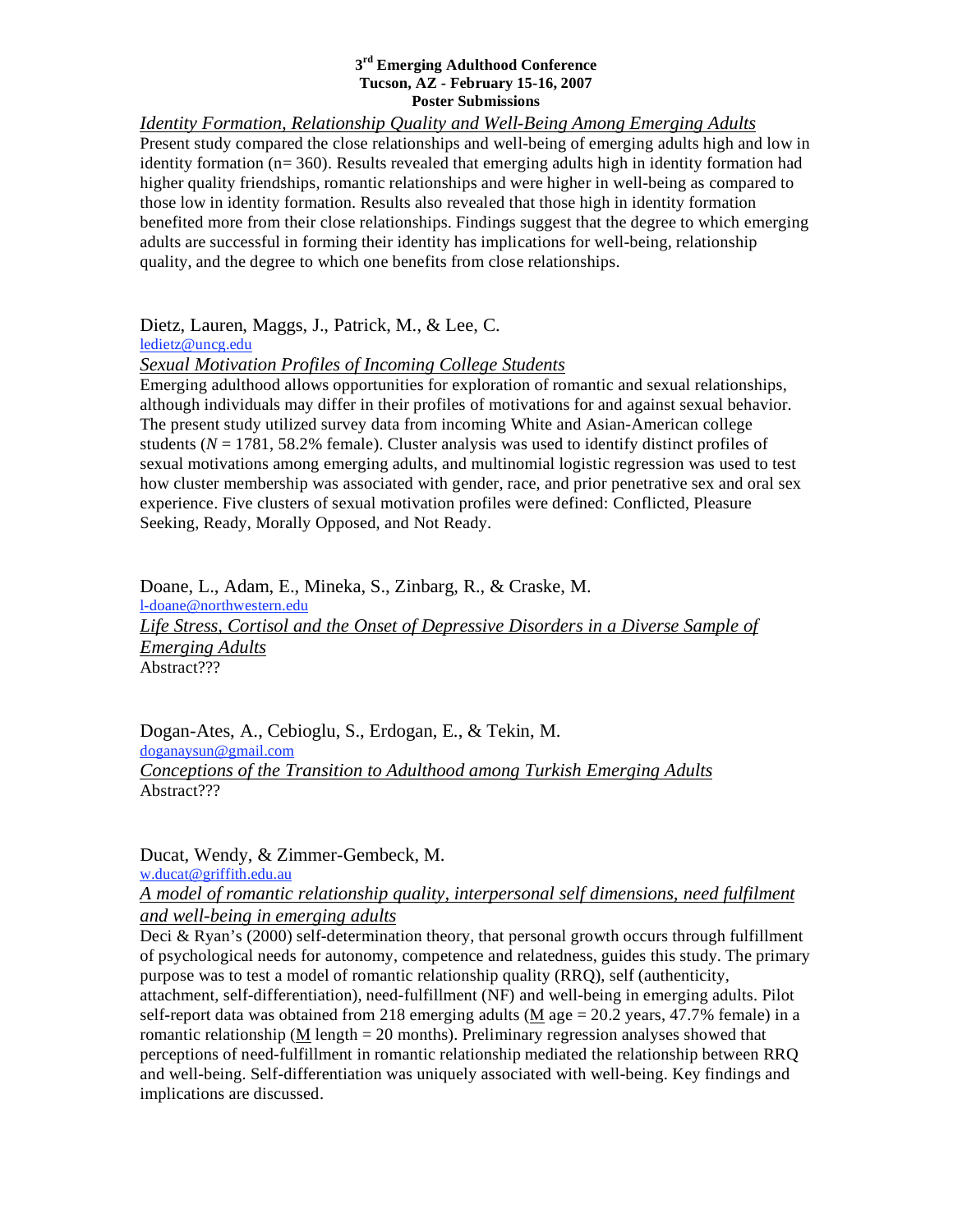*Identity Formation, Relationship Quality and Well-Being Among Emerging Adults*

Present study compared the close relationships and well-being of emerging adults high and low in identity formation (n= 360). Results revealed that emerging adults high in identity formation had higher quality friendships, romantic relationships and were higher in well-being as compared to those low in identity formation. Results also revealed that those high in identity formation benefited more from their close relationships. Findings suggest that the degree to which emerging adults are successful in forming their identity has implications for well-being, relationship quality, and the degree to which one benefits from close relationships.

Dietz, Lauren, Maggs, J., Patrick, M., & Lee, C.

ledietz@uncg.edu

*Sexual Motivation Profiles of Incoming College Students*

Emerging adulthood allows opportunities for exploration of romantic and sexual relationships, although individuals may differ in their profiles of motivations for and against sexual behavior. The present study utilized survey data from incoming White and Asian-American college students ($N$ = 1781, 58.2% female). Cluster analysis was used to identify distinct profiles of sexual motivations among emerging adults, and multinomial logistic regression was used to test how cluster membership was associated with gender, race, and prior penetrative sex and oral sex experience. Five clusters of sexual motivation profiles were defined: Conflicted, Pleasure Seeking, Ready, Morally Opposed, and Not Ready.

Doane, L., Adam, E., Mineka, S., Zinbarg, R., & Craske, M.

l-doane@northwestern.edu

*Life Stress, Cortisol and the Onset of Depressive Disorders in a Diverse Sample of Emerging Adults*

Abstract???

Dogan-Ates, A., Cebioglu, S., Erdogan, E., & Tekin, M.

doganaysun@gmail.com

*Conceptions of the Transition to Adulthood among Turkish Emerging Adults*

Abstract???

Ducat, Wendy, & Zimmer-Gembeck, M.

w.ducat@griffith.edu.au

*A model of romantic relationship quality, interpersonal self dimensions, need fulfilment and well-being in emerging adults*

Deci & Ryan's (2000) self-determination theory, that personal growth occurs through fulfillment of psychological needs for autonomy, competence and relatedness, guides this study. The primary purpose was to test a model of romantic relationship quality (RRQ), self (authenticity, attachment, self-differentiation), need-fulfillment (NF) and well-being in emerging adults. Pilot self-report data was obtained from 218 emerging adults (M age = 20.2 years, 47.7% female) in a romantic relationship (M length = 20 months). Preliminary regression analyses showed that perceptions of need-fulfillment in romantic relationship mediated the relationship between RRQ and well-being. Self-differentiation was uniquely associated with well-being. Key findings and implications are discussed.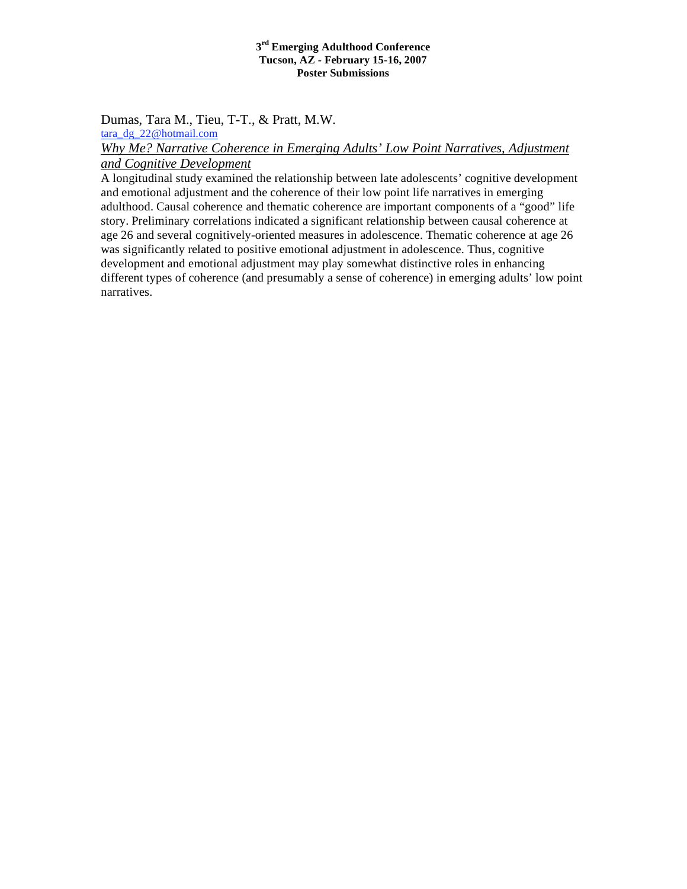Dumas, Tara M., Tieu, T-T., & Pratt, M.W.

tara_dg_22@hotmail.com

*Why Me? Narrative Coherence in Emerging Adults' Low Point Narratives, Adjustment and Cognitive Development*

A longitudinal study examined the relationship between late adolescents' cognitive development and emotional adjustment and the coherence of their low point life narratives in emerging adulthood. Causal coherence and thematic coherence are important components of a "good" life story. Preliminary correlations indicated a significant relationship between causal coherence at age 26 and several cognitively-oriented measures in adolescence. Thematic coherence at age 26 was significantly related to positive emotional adjustment in adolescence. Thus, cognitive development and emotional adjustment may play somewhat distinctive roles in enhancing different types of coherence (and presumably a sense of coherence) in emerging adults' low point narratives.